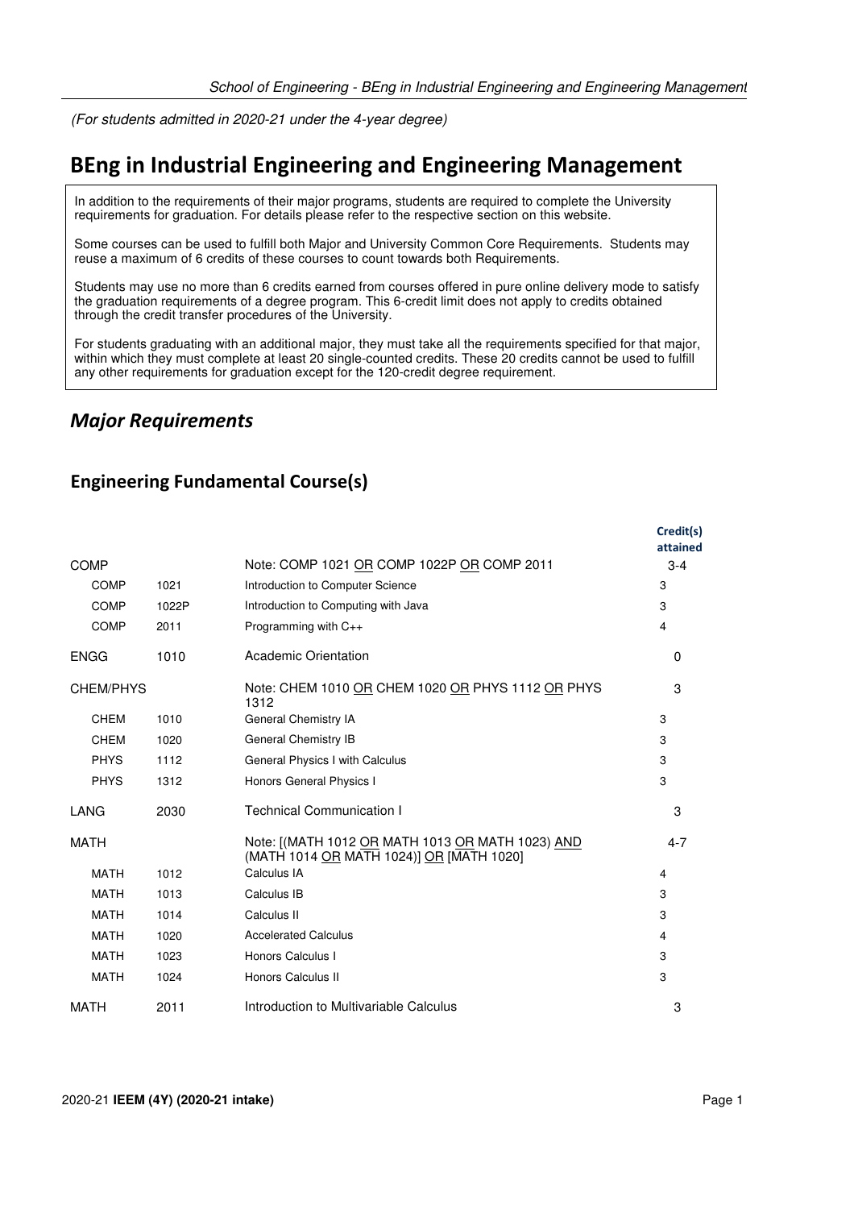*(For students admitted in 2020-21 under the 4-year degree)*

# BEng in Industrial Engineering and Engineering Management

In addition to the requirements of their major programs, students are required to complete the University requirements for graduation. For details please refer to the respective section on this website.

Some courses can be used to fulfill both Major and University Common Core Requirements. Students may reuse a maximum of 6 credits of these courses to count towards both Requirements.

Students may use no more than 6 credits earned from courses offered in pure online delivery mode to satisfy the graduation requirements of a degree program. This 6-credit limit does not apply to credits obtained through the credit transfer procedures of the University.

For students graduating with an additional major, they must take all the requirements specified for that major, within which they must complete at least 20 single-counted credits. These 20 credits cannot be used to fulfill any other requirements for graduation except for the 120-credit degree requirement.

## *Major Requirements*

### Engineering Fundamental Course(s)

| | | | Credit(s) attained |
|---|---|---|---|
| COMP | | Note: COMP 1021 OR COMP 1022P OR COMP 2011 | 3-4 |
| COMP | 1021 | Introduction to Computer Science | 3 |
| COMP | 1022P | Introduction to Computing with Java | 3 |
| COMP | 2011 | Programming with C++ | 4 |
| ENGG | 1010 | Academic Orientation | 0 |
| CHEM/PHYS | | Note: CHEM 1010 OR CHEM 1020 OR PHYS 1112 OR PHYS 1312 | 3 |
| CHEM | 1010 | General Chemistry IA | 3 |
| CHEM | 1020 | General Chemistry IB | 3 |
| PHYS | 1112 | General Physics I with Calculus | 3 |
| PHYS | 1312 | Honors General Physics I | 3 |
| LANG | 2030 | Technical Communication I | 3 |
| MATH | | Note: [(MATH 1012 OR MATH 1013 OR MATH 1023) AND (MATH 1014 OR MATH 1024)] OR [MATH 1020] | 4-7 |
| MATH | 1012 | Calculus IA | 4 |
| MATH | 1013 | Calculus IB | 3 |
| MATH | 1014 | Calculus II | 3 |
| MATH | 1020 | Accelerated Calculus | 4 |
| MATH | 1023 | Honors Calculus I | 3 |
| MATH | 1024 | Honors Calculus II | 3 |
| MATH | 2011 | Introduction to Multivariable Calculus | 3 |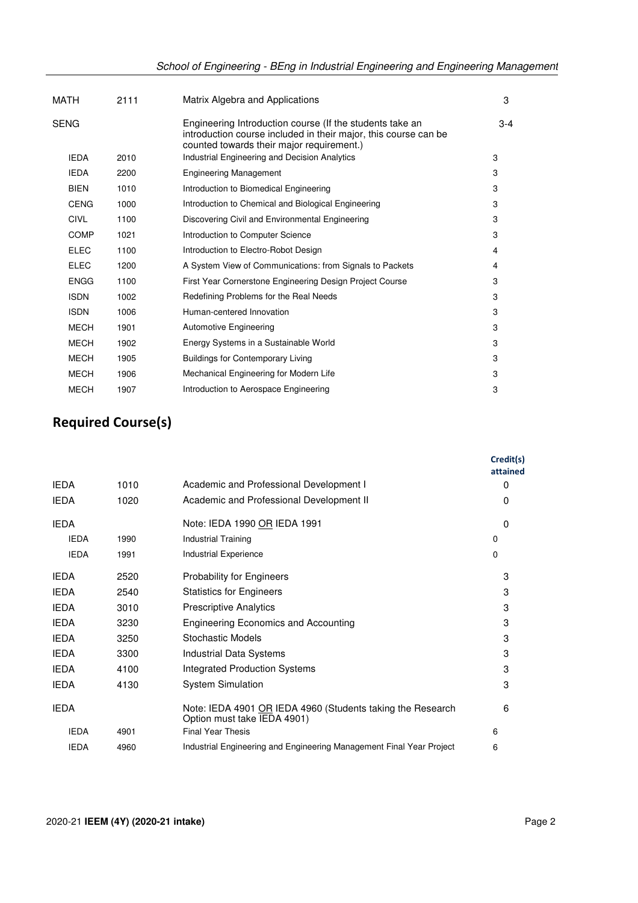| | | | |
|---|---|---|---|
| MATH | 2111 | Matrix Algebra and Applications | 3 |
| SENG | | Engineering Introduction course (If the students take an introduction course included in their major, this course can be counted towards their major requirement.) | 3-4 |
| IEDA | 2010 | Industrial Engineering and Decision Analytics | 3 |
| IEDA | 2200 | Engineering Management | 3 |
| BIEN | 1010 | Introduction to Biomedical Engineering | 3 |
| CENG | 1000 | Introduction to Chemical and Biological Engineering | 3 |
| CIVL | 1100 | Discovering Civil and Environmental Engineering | 3 |
| COMP | 1021 | Introduction to Computer Science | 3 |
| ELEC | 1100 | Introduction to Electro-Robot Design | 4 |
| ELEC | 1200 | A System View of Communications: from Signals to Packets | 4 |
| ENGG | 1100 | First Year Cornerstone Engineering Design Project Course | 3 |
| ISDN | 1002 | Redefining Problems for the Real Needs | 3 |
| ISDN | 1006 | Human-centered Innovation | 3 |
| MECH | 1901 | Automotive Engineering | 3 |
| MECH | 1902 | Energy Systems in a Sustainable World | 3 |
| MECH | 1905 | Buildings for Contemporary Living | 3 |
| MECH | 1906 | Mechanical Engineering for Modern Life | 3 |
| MECH | 1907 | Introduction to Aerospace Engineering | 3 |

## Required Course(s)

| | | | Credit(s) attained |
|---|---|---|---|
| IEDA | 1010 | Academic and Professional Development I | 0 |
| IEDA | 1020 | Academic and Professional Development II | 0 |
| IEDA | | Note: IEDA 1990 OR IEDA 1991 | 0 |
| IEDA | 1990 | Industrial Training | 0 |
| IEDA | 1991 | Industrial Experience | 0 |
| IEDA | 2520 | Probability for Engineers | 3 |
| IEDA | 2540 | Statistics for Engineers | 3 |
| IEDA | 3010 | Prescriptive Analytics | 3 |
| IEDA | 3230 | Engineering Economics and Accounting | 3 |
| IEDA | 3250 | Stochastic Models | 3 |
| IEDA | 3300 | Industrial Data Systems | 3 |
| IEDA | 4100 | Integrated Production Systems | 3 |
| IEDA | 4130 | System Simulation | 3 |
| IEDA | | Note: IEDA 4901 OR IEDA 4960 (Students taking the Research Option must take IEDA 4901) | 6 |
| IEDA | 4901 | Final Year Thesis | 6 |
| IEDA | 4960 | Industrial Engineering and Engineering Management Final Year Project | 6 |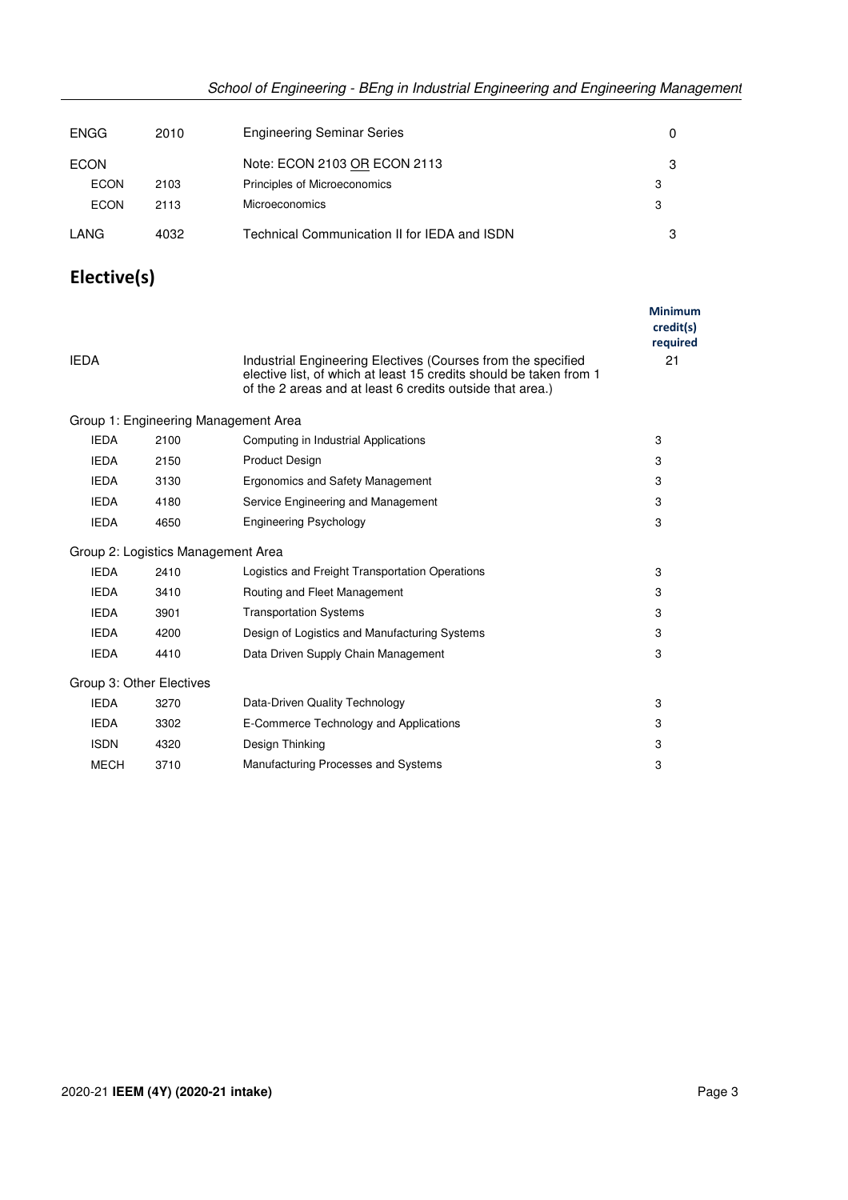| | | | |
|---|---|---|---|
| ENGG | 2010 | Engineering Seminar Series | 0 |
| ECON | | Note: ECON 2103 OR ECON 2113 | 3 |
| ECON | 2103 | Principles of Microeconomics | 3 |
| ECON | 2113 | Microeconomics | 3 |
| LANG | 4032 | Technical Communication II for IEDA and ISDN | 3 |

## Elective(s)

| | | | Minimum credit(s) required |
|---|---|---|---|
| IEDA | | Industrial Engineering Electives (Courses from the specified elective list, of which at least 15 credits should be taken from 1 of the 2 areas and at least 6 credits outside that area.) | 21 |
| Group 1: Engineering Management Area | | | |
| IEDA | 2100 | Computing in Industrial Applications | 3 |
| IEDA | 2150 | Product Design | 3 |
| IEDA | 3130 | Ergonomics and Safety Management | 3 |
| IEDA | 4180 | Service Engineering and Management | 3 |
| IEDA | 4650 | Engineering Psychology | 3 |
| Group 2: Logistics Management Area | | | |
| IEDA | 2410 | Logistics and Freight Transportation Operations | 3 |
| IEDA | 3410 | Routing and Fleet Management | 3 |
| IEDA | 3901 | Transportation Systems | 3 |
| IEDA | 4200 | Design of Logistics and Manufacturing Systems | 3 |
| IEDA | 4410 | Data Driven Supply Chain Management | 3 |
| Group 3: Other Electives | | | |
| IEDA | 3270 | Data-Driven Quality Technology | 3 |
| IEDA | 3302 | E-Commerce Technology and Applications | 3 |
| ISDN | 4320 | Design Thinking | 3 |
| MECH | 3710 | Manufacturing Processes and Systems | 3 |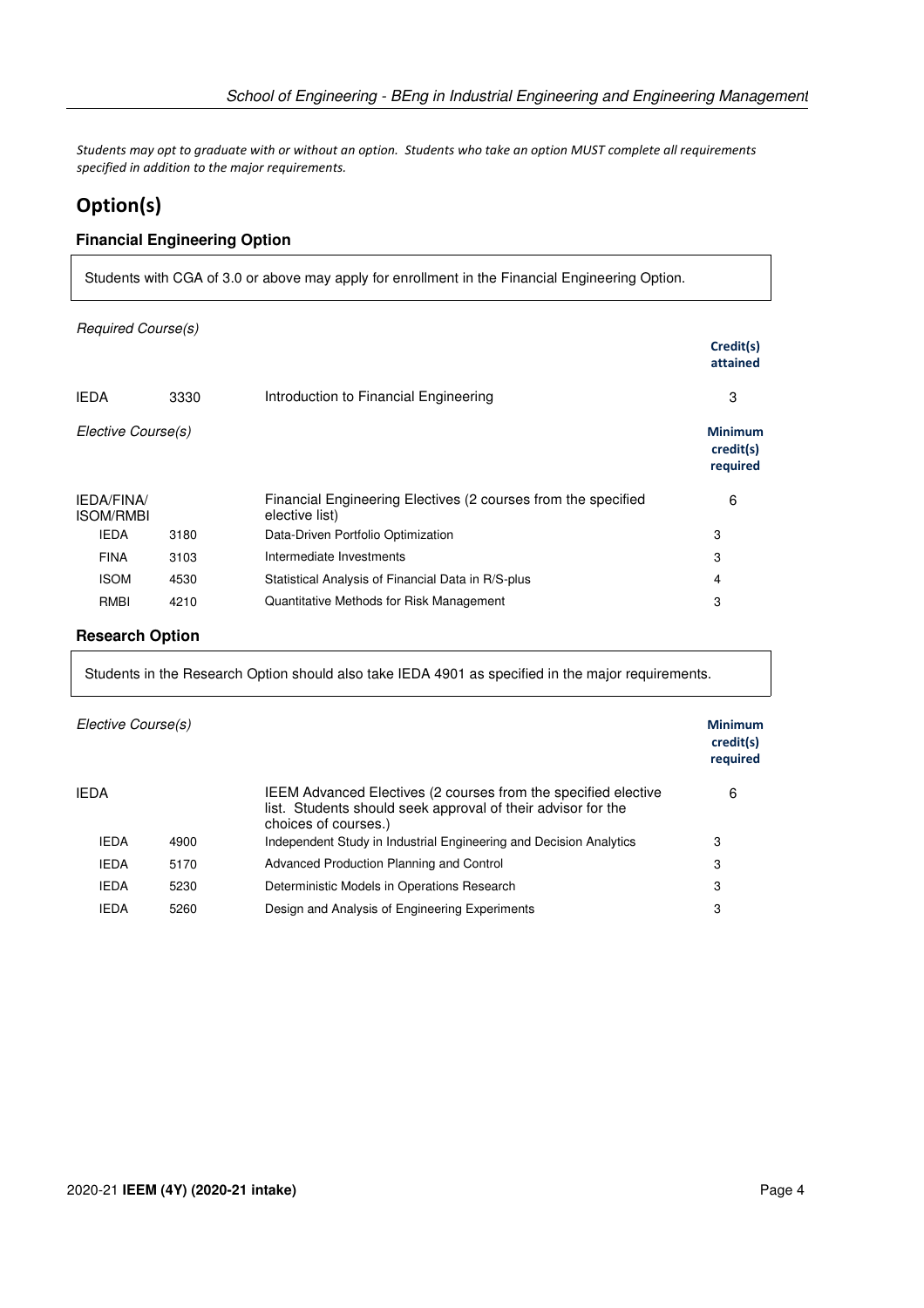*Students may opt to graduate with or without an option. Students who take an option MUST complete all requirements specified in addition to the major requirements.*

# Option(s)

### Financial Engineering Option

Students with CGA of 3.0 or above may apply for enrollment in the Financial Engineering Option.

*Required Course(s)*

| | | | Credit(s) attained |
|---|---|---|---|
| IEDA | 3330 | Introduction to Financial Engineering | 3 |

*Elective Course(s)*

| | | | Minimum credit(s) required |
|---|---|---|---|
| IEDA/FINA/ISOM/RMBI | | Financial Engineering Electives (2 courses from the specified elective list) | 6 |
| IEDA | 3180 | Data-Driven Portfolio Optimization | 3 |
| FINA | 3103 | Intermediate Investments | 3 |
| ISOM | 4530 | Statistical Analysis of Financial Data in R/S-plus | 4 |
| RMBI | 4210 | Quantitative Methods for Risk Management | 3 |

### Research Option

Students in the Research Option should also take IEDA 4901 as specified in the major requirements.

*Elective Course(s)*

| | | | Minimum credit(s) required |
|---|---|---|---|
| IEDA | | IEEM Advanced Electives (2 courses from the specified elective list. Students should seek approval of their advisor for the choices of courses.) | 6 |
| IEDA | 4900 | Independent Study in Industrial Engineering and Decision Analytics | 3 |
| IEDA | 5170 | Advanced Production Planning and Control | 3 |
| IEDA | 5230 | Deterministic Models in Operations Research | 3 |
| IEDA | 5260 | Design and Analysis of Engineering Experiments | 3 |